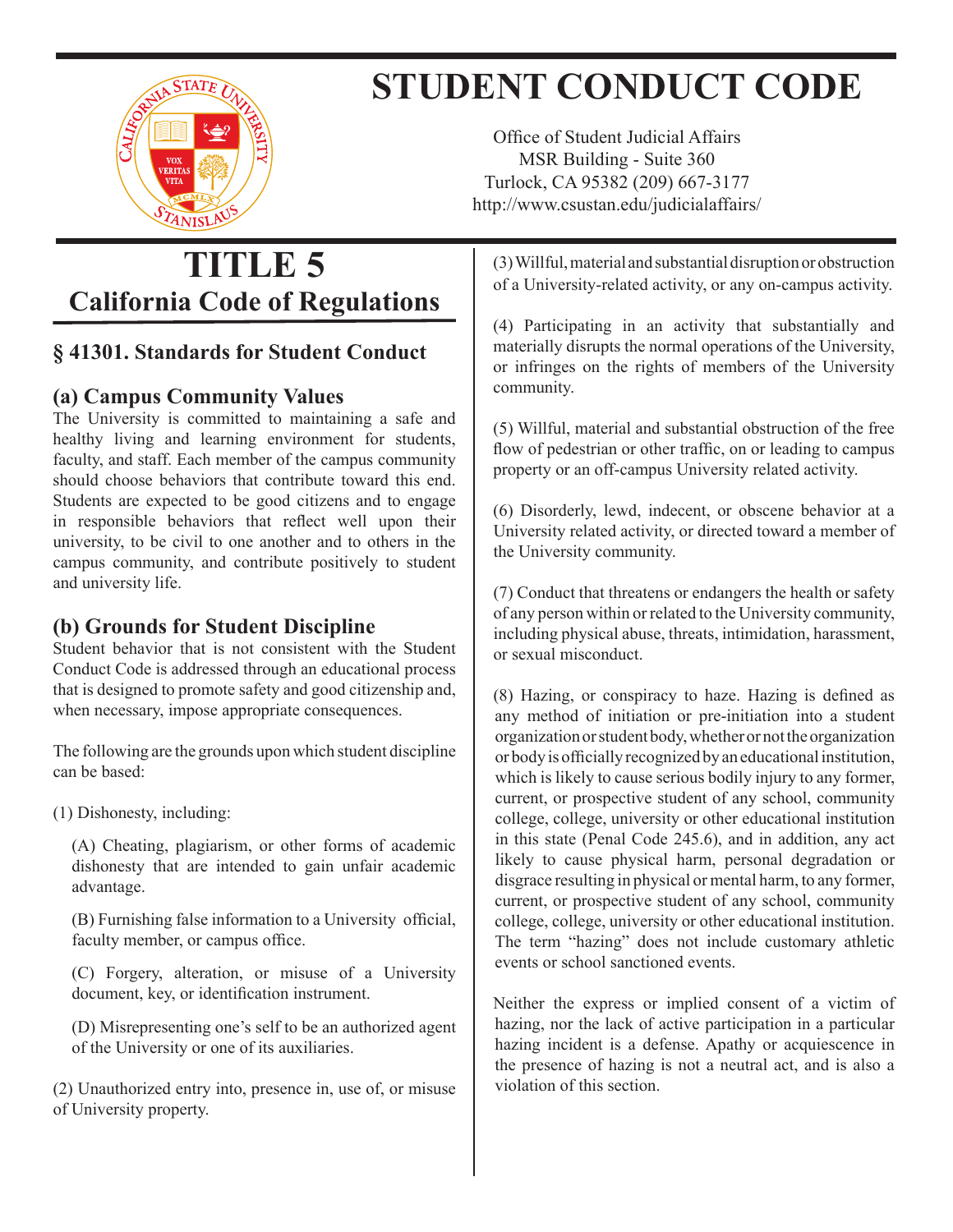# STUDENT CONDUCT CODE

Office of Student Judicial Affairs
MSR Building - Suite 360
Turlock, CA 95382 (209) 667-3177
http://www.csustan.edu/judicialaffairs/

# TITLE 5
## California Code of Regulations

### § 41301. Standards for Student Conduct

### (a) Campus Community Values

The University is committed to maintaining a safe and healthy living and learning environment for students, faculty, and staff. Each member of the campus community should choose behaviors that contribute toward this end. Students are expected to be good citizens and to engage in responsible behaviors that reflect well upon their university, to be civil to one another and to others in the campus community, and contribute positively to student and university life.

### (b) Grounds for Student Discipline

Student behavior that is not consistent with the Student Conduct Code is addressed through an educational process that is designed to promote safety and good citizenship and, when necessary, impose appropriate consequences.

The following are the grounds upon which student discipline can be based:

(1) Dishonesty, including:

(A) Cheating, plagiarism, or other forms of academic dishonesty that are intended to gain unfair academic advantage.

(B) Furnishing false information to a University official, faculty member, or campus office.

(C) Forgery, alteration, or misuse of a University document, key, or identification instrument.

(D) Misrepresenting one's self to be an authorized agent of the University or one of its auxiliaries.

(2) Unauthorized entry into, presence in, use of, or misuse of University property.

(3) Willful, material and substantial disruption or obstruction of a University-related activity, or any on-campus activity.

(4) Participating in an activity that substantially and materially disrupts the normal operations of the University, or infringes on the rights of members of the University community.

(5) Willful, material and substantial obstruction of the free flow of pedestrian or other traffic, on or leading to campus property or an off-campus University related activity.

(6) Disorderly, lewd, indecent, or obscene behavior at a University related activity, or directed toward a member of the University community.

(7) Conduct that threatens or endangers the health or safety of any person within or related to the University community, including physical abuse, threats, intimidation, harassment, or sexual misconduct.

(8) Hazing, or conspiracy to haze. Hazing is defined as any method of initiation or pre-initiation into a student organization or student body, whether or not the organization or body is officially recognized by an educational institution, which is likely to cause serious bodily injury to any former, current, or prospective student of any school, community college, college, university or other educational institution in this state (Penal Code 245.6), and in addition, any act likely to cause physical harm, personal degradation or disgrace resulting in physical or mental harm, to any former, current, or prospective student of any school, community college, college, university or other educational institution. The term "hazing" does not include customary athletic events or school sanctioned events.

Neither the express or implied consent of a victim of hazing, nor the lack of active participation in a particular hazing incident is a defense. Apathy or acquiescence in the presence of hazing is not a neutral act, and is also a violation of this section.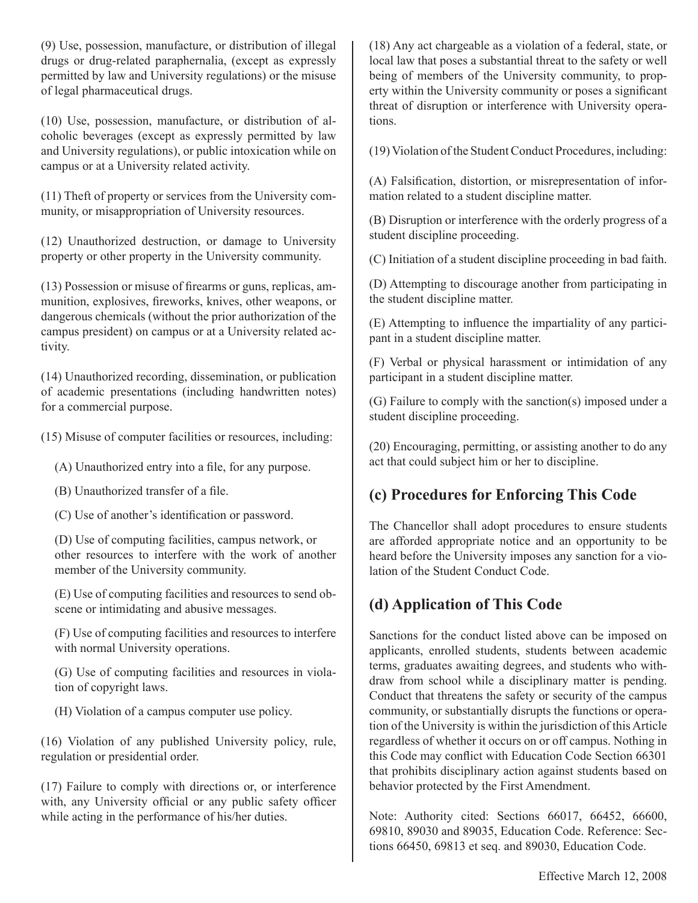(9) Use, possession, manufacture, or distribution of illegal drugs or drug-related paraphernalia, (except as expressly permitted by law and University regulations) or the misuse of legal pharmaceutical drugs.

(10) Use, possession, manufacture, or distribution of alcoholic beverages (except as expressly permitted by law and University regulations), or public intoxication while on campus or at a University related activity.

(11) Theft of property or services from the University community, or misappropriation of University resources.

(12) Unauthorized destruction, or damage to University property or other property in the University community.

(13) Possession or misuse of firearms or guns, replicas, ammunition, explosives, fireworks, knives, other weapons, or dangerous chemicals (without the prior authorization of the campus president) on campus or at a University related activity.

(14) Unauthorized recording, dissemination, or publication of academic presentations (including handwritten notes) for a commercial purpose.

(15) Misuse of computer facilities or resources, including:

(A) Unauthorized entry into a file, for any purpose.

(B) Unauthorized transfer of a file.

(C) Use of another's identification or password.

(D) Use of computing facilities, campus network, or other resources to interfere with the work of another member of the University community.

(E) Use of computing facilities and resources to send obscene or intimidating and abusive messages.

(F) Use of computing facilities and resources to interfere with normal University operations.

(G) Use of computing facilities and resources in violation of copyright laws.

(H) Violation of a campus computer use policy.

(16) Violation of any published University policy, rule, regulation or presidential order.

(17) Failure to comply with directions or, or interference with, any University official or any public safety officer while acting in the performance of his/her duties.

(18) Any act chargeable as a violation of a federal, state, or local law that poses a substantial threat to the safety or well being of members of the University community, to property within the University community or poses a significant threat of disruption or interference with University operations.

(19) Violation of the Student Conduct Procedures, including:

(A) Falsification, distortion, or misrepresentation of information related to a student discipline matter.

(B) Disruption or interference with the orderly progress of a student discipline proceeding.

(C) Initiation of a student discipline proceeding in bad faith.

(D) Attempting to discourage another from participating in the student discipline matter.

(E) Attempting to influence the impartiality of any participant in a student discipline matter.

(F) Verbal or physical harassment or intimidation of any participant in a student discipline matter.

(G) Failure to comply with the sanction(s) imposed under a student discipline proceeding.

(20) Encouraging, permitting, or assisting another to do any act that could subject him or her to discipline.

## (c) Procedures for Enforcing This Code

The Chancellor shall adopt procedures to ensure students are afforded appropriate notice and an opportunity to be heard before the University imposes any sanction for a violation of the Student Conduct Code.

## (d) Application of This Code

Sanctions for the conduct listed above can be imposed on applicants, enrolled students, students between academic terms, graduates awaiting degrees, and students who withdraw from school while a disciplinary matter is pending. Conduct that threatens the safety or security of the campus community, or substantially disrupts the functions or operation of the University is within the jurisdiction of this Article regardless of whether it occurs on or off campus. Nothing in this Code may conflict with Education Code Section 66301 that prohibits disciplinary action against students based on behavior protected by the First Amendment.

Note: Authority cited: Sections 66017, 66452, 66600, 69810, 89030 and 89035, Education Code. Reference: Sections 66450, 69813 et seq. and 89030, Education Code.

Effective March 12, 2008